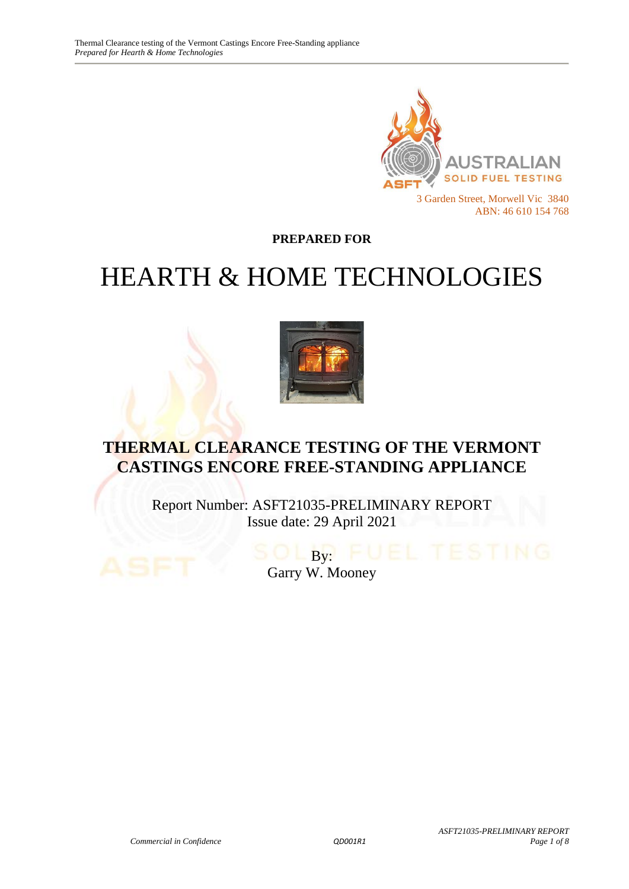AUSTRALIAN SOLID FUEL TESTING

3 Garden Street, Morwell Vic 3840
ABN: 46 610 154 768

**PREPARED FOR**

# HEARTH & HOME TECHNOLOGIES

## THERMAL CLEARANCE TESTING OF THE VERMONT CASTINGS ENCORE FREE-STANDING APPLIANCE

Report Number: ASFT21035-PRELIMINARY REPORT
Issue date: 29 April 2021

By:
Garry W. Mooney

*Commercial in Confidence*

QD001R1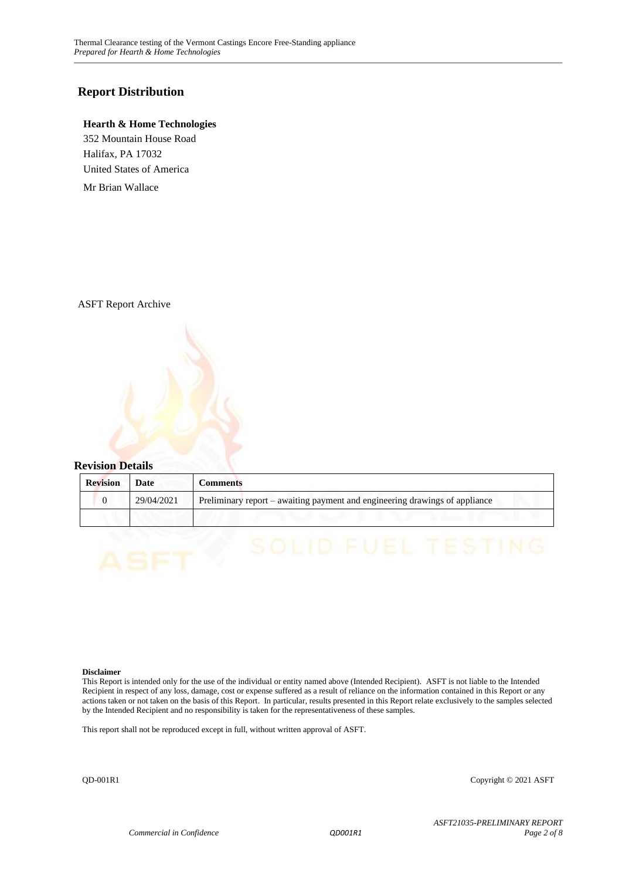## Report Distribution

**Hearth & Home Technologies**
352 Mountain House Road
Halifax, PA 17032
United States of America
Mr Brian Wallace

ASFT Report Archive

## Revision Details

| Revision | Date | Comments |
|---|---|---|
| 0 | 29/04/2021 | Preliminary report – awaiting payment and engineering drawings of appliance |
| | | |

**Disclaimer**
This Report is intended only for the use of the individual or entity named above (Intended Recipient). ASFT is not liable to the Intended Recipient in respect of any loss, damage, cost or expense suffered as a result of reliance on the information contained in this Report or any actions taken or not taken on the basis of this Report. In particular, results presented in this Report relate exclusively to the samples selected by the Intended Recipient and no responsibility is taken for the representativeness of these samples.

This report shall not be reproduced except in full, without written approval of ASFT.

QD-001R1 Copyright © 2021 ASFT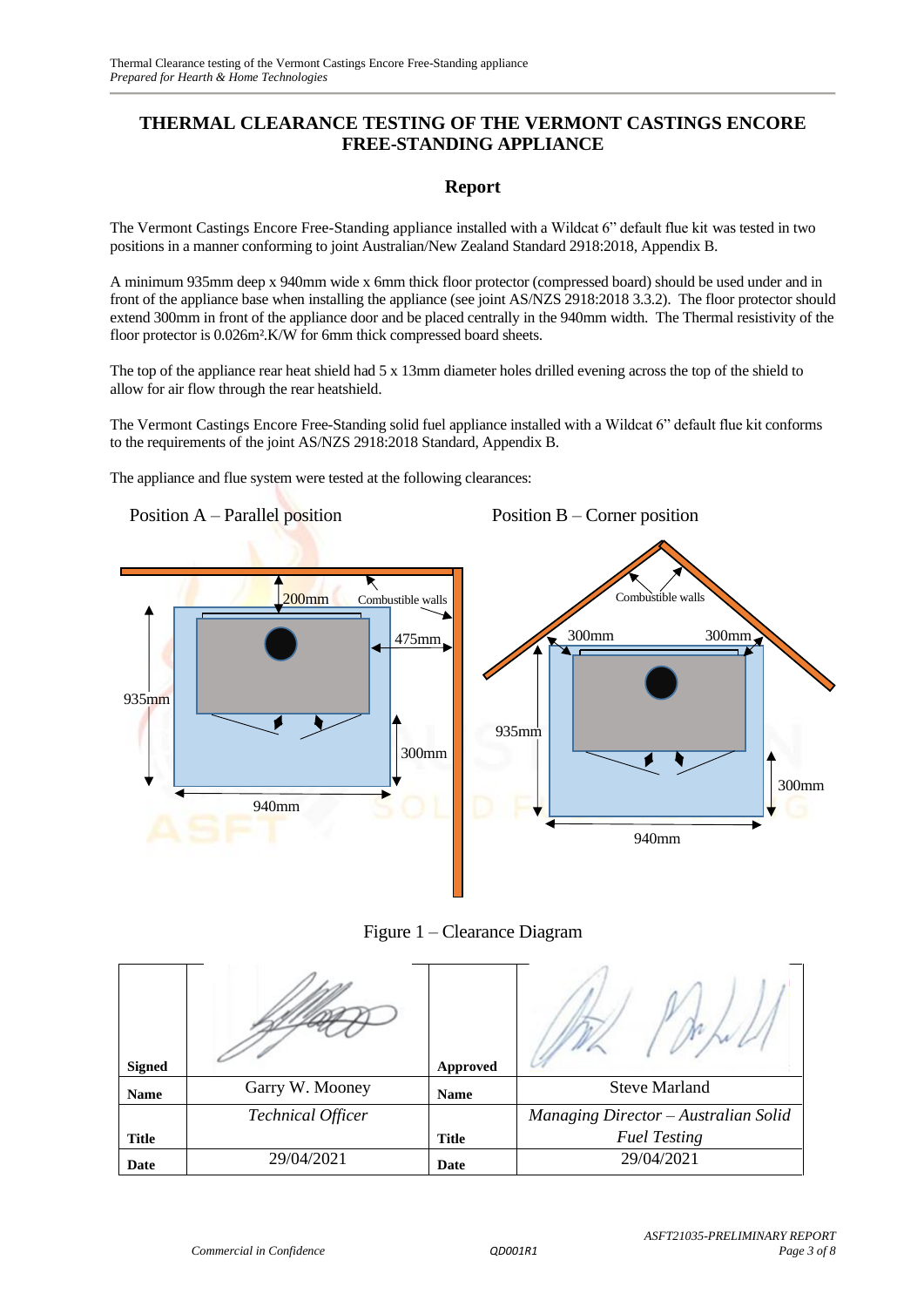# THERMAL CLEARANCE TESTING OF THE VERMONT CASTINGS ENCORE FREE-STANDING APPLIANCE

## Report

The Vermont Castings Encore Free-Standing appliance installed with a Wildcat 6" default flue kit was tested in two positions in a manner conforming to joint Australian/New Zealand Standard 2918:2018, Appendix B.

A minimum 935mm deep x 940mm wide x 6mm thick floor protector (compressed board) should be used under and in front of the appliance base when installing the appliance (see joint AS/NZS 2918:2018 3.3.2). The floor protector should extend 300mm in front of the appliance door and be placed centrally in the 940mm width. The Thermal resistivity of the floor protector is 0.026m².K/W for 6mm thick compressed board sheets.

The top of the appliance rear heat shield had 5 x 13mm diameter holes drilled evening across the top of the shield to allow for air flow through the rear heatshield.

The Vermont Castings Encore Free-Standing solid fuel appliance installed with a Wildcat 6" default flue kit conforms to the requirements of the joint AS/NZS 2918:2018 Standard, Appendix B.

The appliance and flue system were tested at the following clearances:

Position A – Parallel position

200mm, 475mm, 300mm, 935mm, 940mm, Combustible walls

Position B – Corner position

300mm, 300mm, 935mm, 300mm, 940mm, Combustible walls

Figure 1 – Clearance Diagram

| Signed | | Approved | |
|---|---|---|---|
| Name | Garry W. Mooney | Name | Steve Marland |
| Title | *Technical Officer* | Title | *Managing Director – Australian Solid Fuel Testing* |
| Date | 29/04/2021 | Date | 29/04/2021 |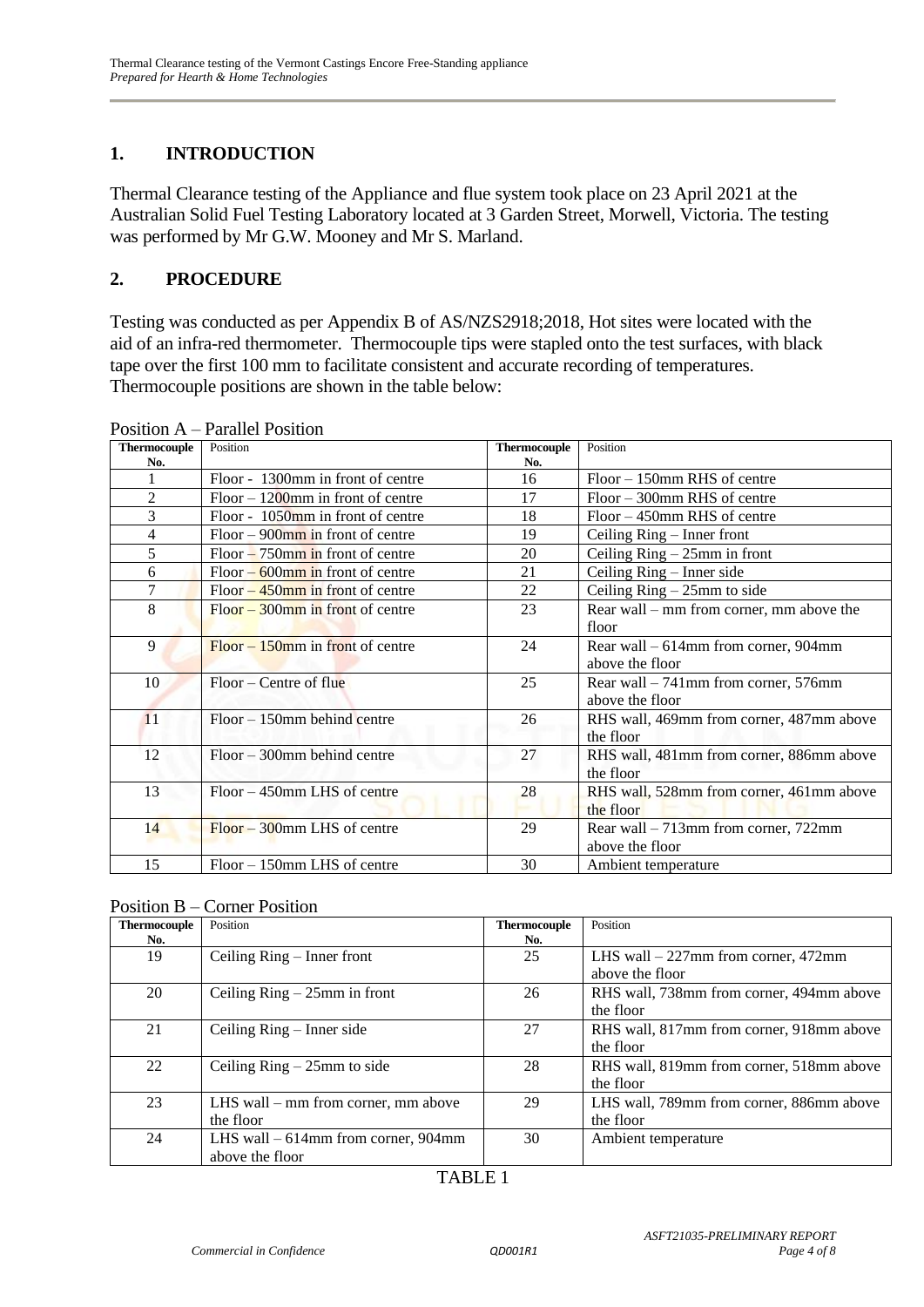## 1. INTRODUCTION

Thermal Clearance testing of the Appliance and flue system took place on 23 April 2021 at the Australian Solid Fuel Testing Laboratory located at 3 Garden Street, Morwell, Victoria. The testing was performed by Mr G.W. Mooney and Mr S. Marland.

## 2. PROCEDURE

Testing was conducted as per Appendix B of AS/NZS2918;2018, Hot sites were located with the aid of an infra-red thermometer. Thermocouple tips were stapled onto the test surfaces, with black tape over the first 100 mm to facilitate consistent and accurate recording of temperatures. Thermocouple positions are shown in the table below:

Position A – Parallel Position

| Thermocouple No. | Position | Thermocouple No. | Position |
|---|---|---|---|
| 1 | Floor - 1300mm in front of centre | 16 | Floor – 150mm RHS of centre |
| 2 | Floor – 1200mm in front of centre | 17 | Floor – 300mm RHS of centre |
| 3 | Floor - 1050mm in front of centre | 18 | Floor – 450mm RHS of centre |
| 4 | Floor – 900mm in front of centre | 19 | Ceiling Ring – Inner front |
| 5 | Floor – 750mm in front of centre | 20 | Ceiling Ring – 25mm in front |
| 6 | Floor – 600mm in front of centre | 21 | Ceiling Ring – Inner side |
| 7 | Floor – 450mm in front of centre | 22 | Ceiling Ring – 25mm to side |
| 8 | Floor – 300mm in front of centre | 23 | Rear wall – mm from corner, mm above the floor |
| 9 | Floor – 150mm in front of centre | 24 | Rear wall – 614mm from corner, 904mm above the floor |
| 10 | Floor – Centre of flue | 25 | Rear wall – 741mm from corner, 576mm above the floor |
| 11 | Floor – 150mm behind centre | 26 | RHS wall, 469mm from corner, 487mm above the floor |
| 12 | Floor – 300mm behind centre | 27 | RHS wall, 481mm from corner, 886mm above the floor |
| 13 | Floor – 450mm LHS of centre | 28 | RHS wall, 528mm from corner, 461mm above the floor |
| 14 | Floor – 300mm LHS of centre | 29 | Rear wall – 713mm from corner, 722mm above the floor |
| 15 | Floor – 150mm LHS of centre | 30 | Ambient temperature |

Position B – Corner Position

| Thermocouple No. | Position | Thermocouple No. | Position |
|---|---|---|---|
| 19 | Ceiling Ring – Inner front | 25 | LHS wall – 227mm from corner, 472mm above the floor |
| 20 | Ceiling Ring – 25mm in front | 26 | RHS wall, 738mm from corner, 494mm above the floor |
| 21 | Ceiling Ring – Inner side | 27 | RHS wall, 817mm from corner, 918mm above the floor |
| 22 | Ceiling Ring – 25mm to side | 28 | RHS wall, 819mm from corner, 518mm above the floor |
| 23 | LHS wall – mm from corner, mm above the floor | 29 | LHS wall, 789mm from corner, 886mm above the floor |
| 24 | LHS wall – 614mm from corner, 904mm above the floor | 30 | Ambient temperature |

TABLE 1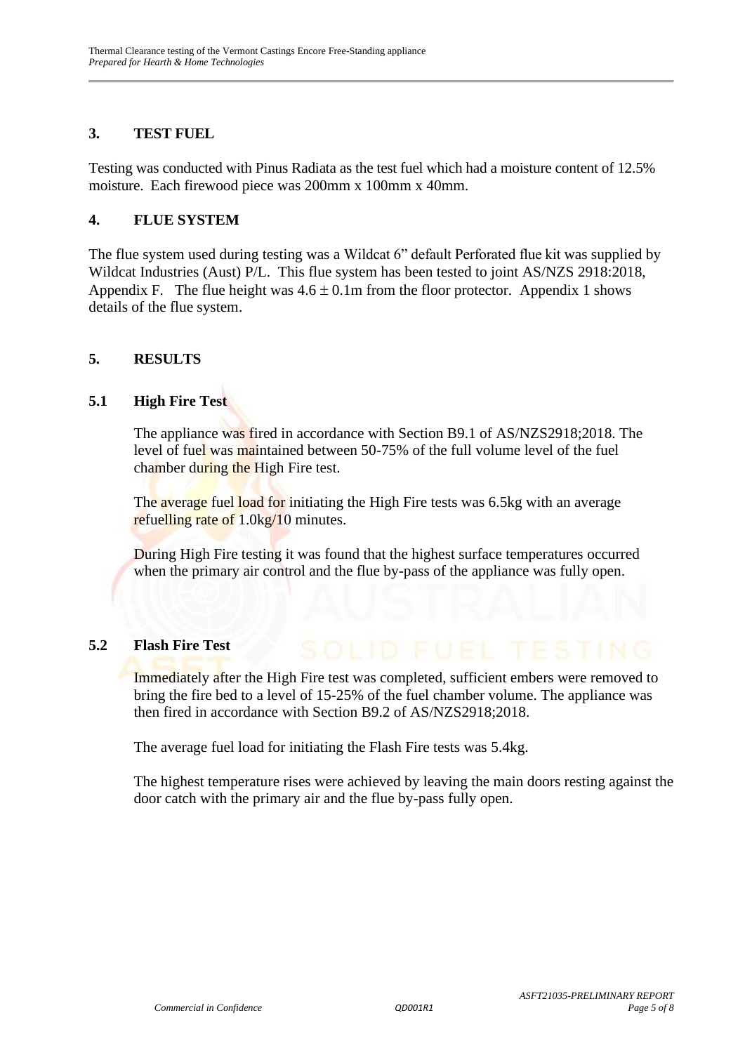## 3. TEST FUEL

Testing was conducted with Pinus Radiata as the test fuel which had a moisture content of 12.5% moisture. Each firewood piece was 200mm x 100mm x 40mm.

## 4. FLUE SYSTEM

The flue system used during testing was a Wildcat 6" default Perforated flue kit was supplied by Wildcat Industries (Aust) P/L. This flue system has been tested to joint AS/NZS 2918:2018, Appendix F. The flue height was 4.6 ± 0.1m from the floor protector. Appendix 1 shows details of the flue system.

## 5. RESULTS

### 5.1 High Fire Test

The appliance was fired in accordance with Section B9.1 of AS/NZS2918;2018. The level of fuel was maintained between 50-75% of the full volume level of the fuel chamber during the High Fire test.

The average fuel load for initiating the High Fire tests was 6.5kg with an average refuelling rate of 1.0kg/10 minutes.

During High Fire testing it was found that the highest surface temperatures occurred when the primary air control and the flue by-pass of the appliance was fully open.

### 5.2 Flash Fire Test

Immediately after the High Fire test was completed, sufficient embers were removed to bring the fire bed to a level of 15-25% of the fuel chamber volume. The appliance was then fired in accordance with Section B9.2 of AS/NZS2918;2018.

The average fuel load for initiating the Flash Fire tests was 5.4kg.

The highest temperature rises were achieved by leaving the main doors resting against the door catch with the primary air and the flue by-pass fully open.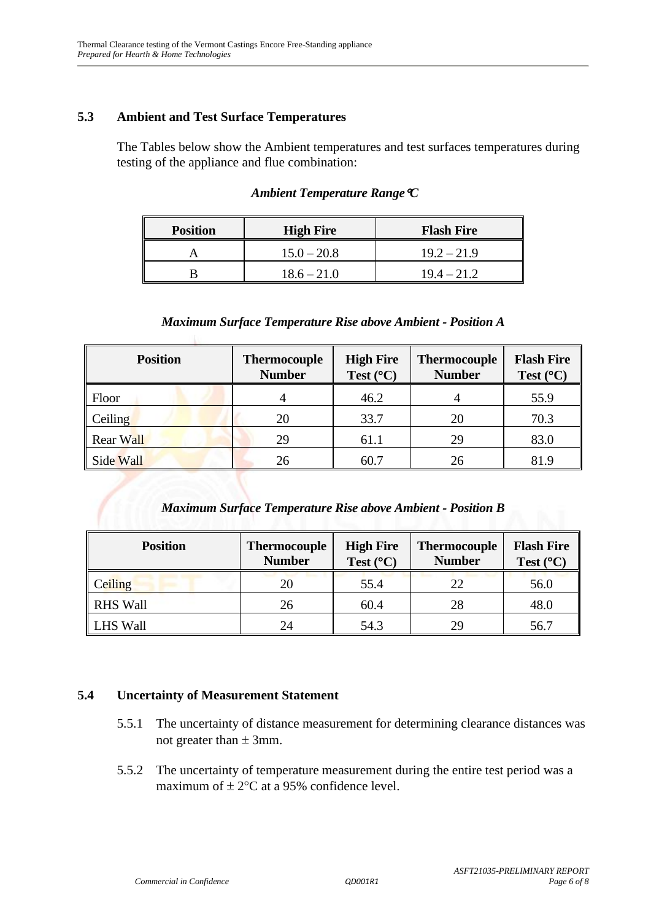### 5.3 Ambient and Test Surface Temperatures

The Tables below show the Ambient temperatures and test surfaces temperatures during testing of the appliance and flue combination:

*Ambient Temperature Range °C*

| Position | High Fire | Flash Fire |
|---|---|---|
| A | 15.0 – 20.8 | 19.2 – 21.9 |
| B | 18.6 – 21.0 | 19.4 – 21.2 |

*Maximum Surface Temperature Rise above Ambient - Position A*

| Position | Thermocouple Number | High Fire Test (°C) | Thermocouple Number | Flash Fire Test (°C) |
|---|---|---|---|---|
| Floor | 4 | 46.2 | 4 | 55.9 |
| Ceiling | 20 | 33.7 | 20 | 70.3 |
| Rear Wall | 29 | 61.1 | 29 | 83.0 |
| Side Wall | 26 | 60.7 | 26 | 81.9 |

*Maximum Surface Temperature Rise above Ambient - Position B*

| Position | Thermocouple Number | High Fire Test (°C) | Thermocouple Number | Flash Fire Test (°C) |
|---|---|---|---|---|
| Ceiling | 20 | 55.4 | 22 | 56.0 |
| RHS Wall | 26 | 60.4 | 28 | 48.0 |
| LHS Wall | 24 | 54.3 | 29 | 56.7 |

### 5.4 Uncertainty of Measurement Statement

5.5.1 The uncertainty of distance measurement for determining clearance distances was not greater than ± 3mm.

5.5.2 The uncertainty of temperature measurement during the entire test period was a maximum of ± 2°C at a 95% confidence level.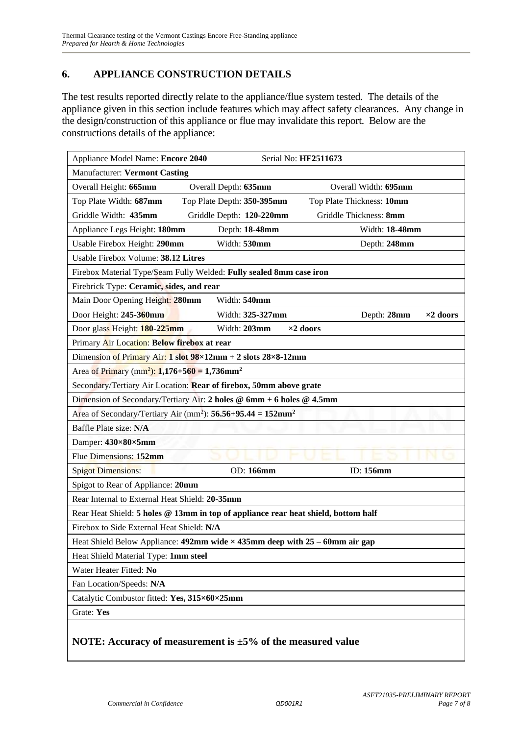## 6. APPLIANCE CONSTRUCTION DETAILS

The test results reported directly relate to the appliance/flue system tested. The details of the appliance given in this section include features which may affect safety clearances. Any change in the design/construction of this appliance or flue may invalidate this report. Below are the constructions details of the appliance:

| | | | |
|---|---|---|---|
| Appliance Model Name: **Encore 2040** | Serial No: **HF2511673** | | |
| Manufacturer: **Vermont Casting** | | | |
| Overall Height: **665mm** | Overall Depth: **635mm** | Overall Width: **695mm** | |
| Top Plate Width: **687mm** | Top Plate Depth: **350-395mm** | Top Plate Thickness: **10mm** | |
| Griddle Width: **435mm** | Griddle Depth: **120-220mm** | Griddle Thickness: **8mm** | |
| Appliance Legs Height: **180mm** | Depth: **18-48mm** | Width: **18-48mm** | |
| Usable Firebox Height: **290mm** | Width: **530mm** | Depth: **248mm** | |
| Usable Firebox Volume: **38.12 Litres** | | | |
| Firebox Material Type/Seam Fully Welded: **Fully sealed 8mm case iron** | | | |
| Firebrick Type: **Ceramic, sides, and rear** | | | |
| Main Door Opening Height: **280mm** | Width: **540mm** | | |
| Door Height: **245-360mm** | Width: **325-327mm** | Depth: **28mm** | **×2 doors** |
| Door glass Height: **180-225mm** | Width: **203mm** | **×2 doors** | |
| Primary Air Location: **Below firebox at rear** | | | |
| Dimension of Primary Air: **1 slot 98×12mm + 2 slots 28×8-12mm** | | | |
| Area of Primary ($mm^2$): **1,176+560 = 1,736mm$^2$** | | | |
| Secondary/Tertiary Air Location: **Rear of firebox, 50mm above grate** | | | |
| Dimension of Secondary/Tertiary Air: **2 holes @ 6mm + 6 holes @ 4.5mm** | | | |
| Area of Secondary/Tertiary Air ($mm^2$): **56.56+95.44 = 152mm$^2$** | | | |
| Baffle Plate size: **N/A** | | | |
| Damper: **430×80×5mm** | | | |
| Flue Dimensions: **152mm** | | | |
| Spigot Dimensions: | OD: **166mm** | ID: **156mm** | |
| Spigot to Rear of Appliance: **20mm** | | | |
| Rear Internal to External Heat Shield: **20-35mm** | | | |
| Rear Heat Shield: **5 holes @ 13mm in top of appliance rear heat shield, bottom half** | | | |
| Firebox to Side External Heat Shield: **N/A** | | | |
| Heat Shield Below Appliance: **492mm wide × 435mm deep with 25 – 60mm air gap** | | | |
| Heat Shield Material Type: **1mm steel** | | | |
| Water Heater Fitted: **No** | | | |
| Fan Location/Speeds: **N/A** | | | |
| Catalytic Combustor fitted: **Yes, 315×60×25mm** | | | |
| Grate: **Yes** | | | |

**NOTE: Accuracy of measurement is ±5% of the measured value**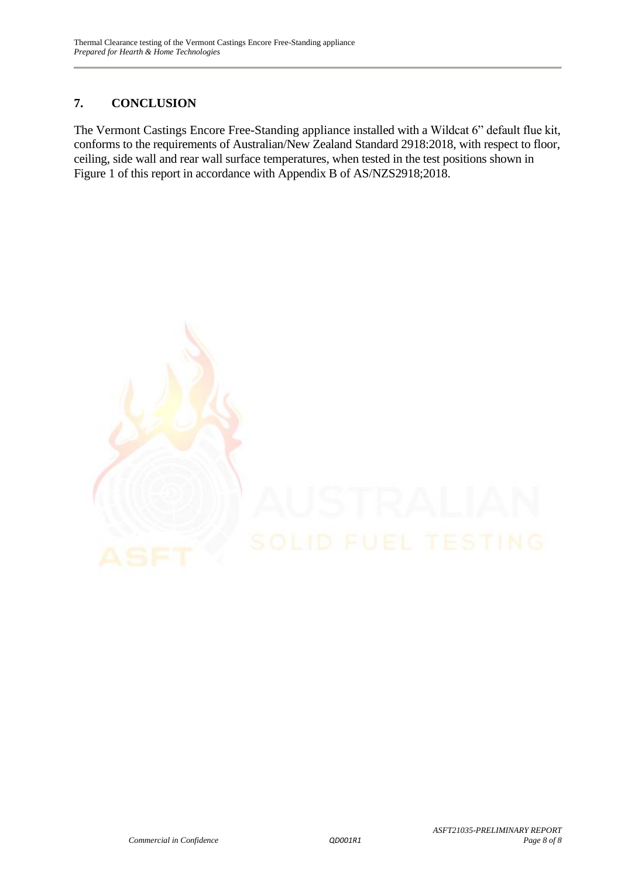## 7. CONCLUSION

The Vermont Castings Encore Free-Standing appliance installed with a Wildcat 6" default flue kit, conforms to the requirements of Australian/New Zealand Standard 2918:2018, with respect to floor, ceiling, side wall and rear wall surface temperatures, when tested in the test positions shown in Figure 1 of this report in accordance with Appendix B of AS/NZS2918;2018.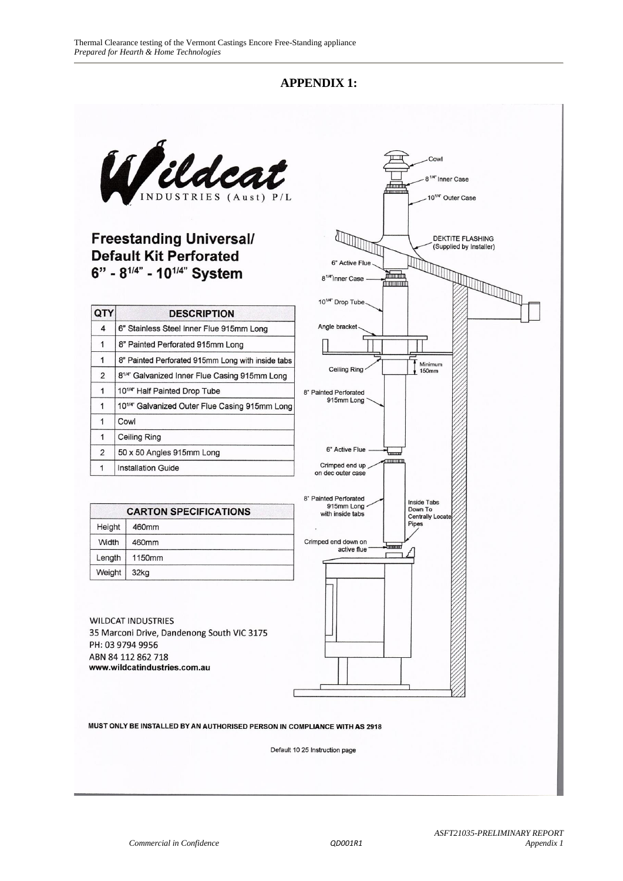## APPENDIX 1:

**Wildcat**
INDUSTRIES (Aust) P/L

### Freestanding Universal/ Default Kit Perforated 6" - 8$^{1/4}$" - 10$^{1/4}$" System

| QTY | DESCRIPTION |
|---|---|
| 4 | 6" Stainless Steel Inner Flue 915mm Long |
| 1 | 8" Painted Perforated 915mm Long |
| 1 | 8" Painted Perforated 915mm Long with inside tabs |
| 2 | 8$^{1/4}$" Galvanized Inner Flue Casing 915mm Long |
| 1 | 10$^{1/4}$" Half Painted Drop Tube |
| 1 | 10$^{1/4}$" Galvanized Outer Flue Casing 915mm Long |
| 1 | Cowl |
| 1 | Ceiling Ring |
| 2 | 50 x 50 Angles 915mm Long |
| 1 | Installation Guide |

| CARTON SPECIFICATIONS | |
|---|---|
| Height | 460mm |
| Width | 460mm |
| Length | 1150mm |
| Weight | 32kg |

WILDCAT INDUSTRIES
35 Marconi Drive, Dandenong South VIC 3175
PH: 03 9794 9956
ABN 84 112 862 718
**www.wildcatindustries.com.au**

Cowl
8$^{1/4}$" Inner Case
10$^{1/4}$" Outer Case
DEKTITE FLASHING (Supplied by Installer)
6" Active Flue
8$^{1/4}$" Inner Case
10$^{1/4}$" Drop Tube
Angle bracket
Ceiling Ring
Minimum 150mm
8" Painted Perforated 915mm Long
6" Active Flue
Crimped end up on dec outer case
8" Painted Perforated 915mm Long with inside tabs
Inside Tabs Down To Centrally Locate Pipes
Crimped end down on active flue

**MUST ONLY BE INSTALLED BY AN AUTHORISED PERSON IN COMPLIANCE WITH AS 2918**

Default 10 25 Instruction page